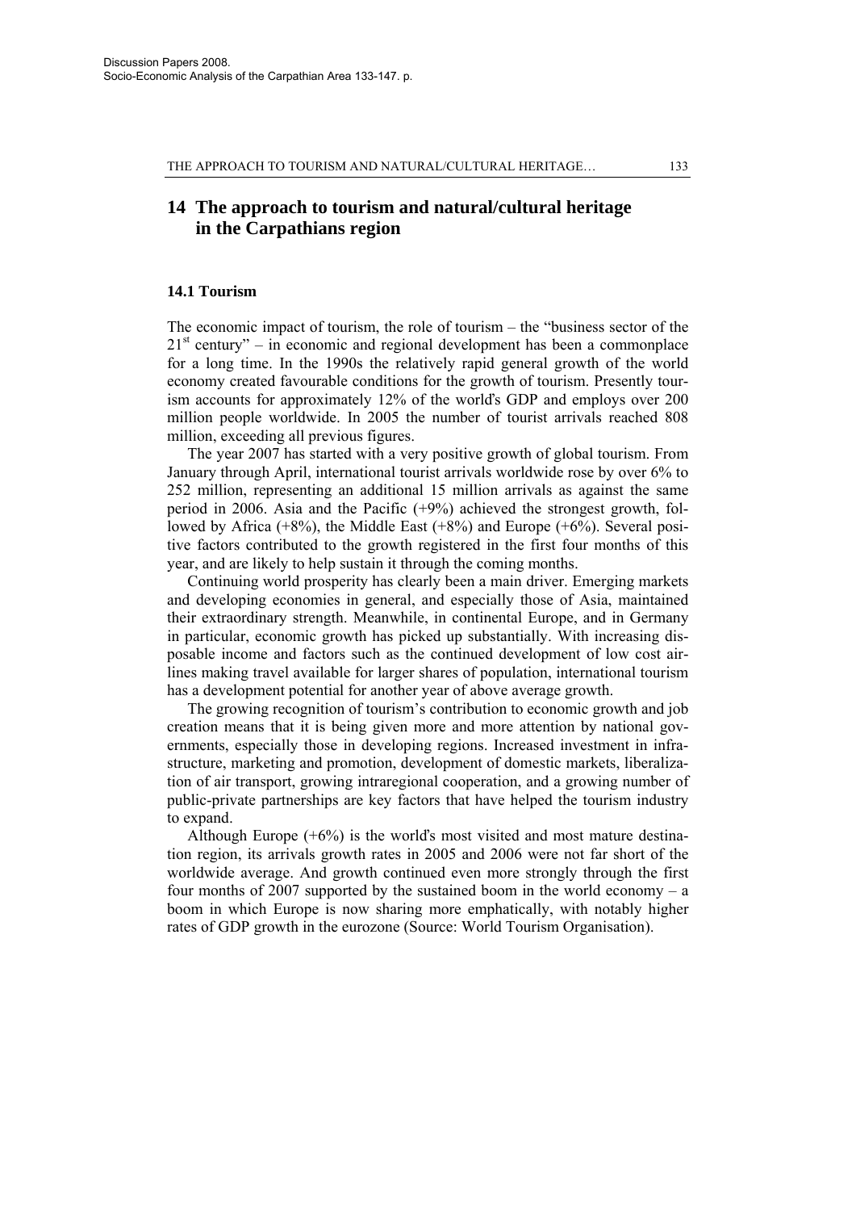# 14 The approach to tourism and natural/cultural heritage in the Carpathians region

## 14.1 Tourism

The economic impact of tourism, the role of tourism – the "business sector of the $21^{st}$ century" – in economic and regional development has been a commonplace for a long time. In the 1990s the relatively rapid general growth of the world economy created favourable conditions for the growth of tourism. Presently tourism accounts for approximately 12% of the world's GDP and employs over 200 million people worldwide. In 2005 the number of tourist arrivals reached 808 million, exceeding all previous figures.

The year 2007 has started with a very positive growth of global tourism. From January through April, international tourist arrivals worldwide rose by over 6% to 252 million, representing an additional 15 million arrivals as against the same period in 2006. Asia and the Pacific (+9%) achieved the strongest growth, followed by Africa (+8%), the Middle East (+8%) and Europe (+6%). Several positive factors contributed to the growth registered in the first four months of this year, and are likely to help sustain it through the coming months.

Continuing world prosperity has clearly been a main driver. Emerging markets and developing economies in general, and especially those of Asia, maintained their extraordinary strength. Meanwhile, in continental Europe, and in Germany in particular, economic growth has picked up substantially. With increasing disposable income and factors such as the continued development of low cost airlines making travel available for larger shares of population, international tourism has a development potential for another year of above average growth.

The growing recognition of tourism's contribution to economic growth and job creation means that it is being given more and more attention by national governments, especially those in developing regions. Increased investment in infrastructure, marketing and promotion, development of domestic markets, liberalization of air transport, growing intraregional cooperation, and a growing number of public-private partnerships are key factors that have helped the tourism industry to expand.

Although Europe (+6%) is the world's most visited and most mature destination region, its arrivals growth rates in 2005 and 2006 were not far short of the worldwide average. And growth continued even more strongly through the first four months of 2007 supported by the sustained boom in the world economy – a boom in which Europe is now sharing more emphatically, with notably higher rates of GDP growth in the eurozone (Source: World Tourism Organisation).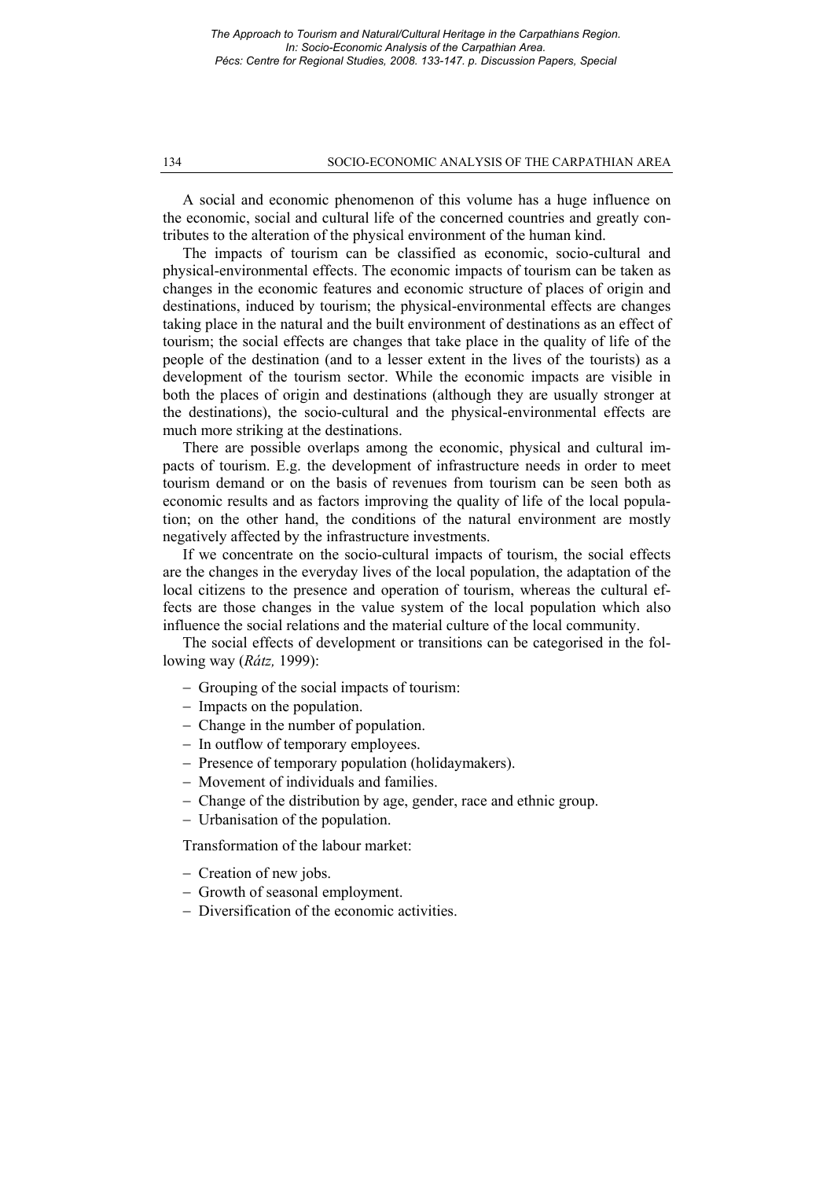A social and economic phenomenon of this volume has a huge influence on the economic, social and cultural life of the concerned countries and greatly contributes to the alteration of the physical environment of the human kind.

The impacts of tourism can be classified as economic, socio-cultural and physical-environmental effects. The economic impacts of tourism can be taken as changes in the economic features and economic structure of places of origin and destinations, induced by tourism; the physical-environmental effects are changes taking place in the natural and the built environment of destinations as an effect of tourism; the social effects are changes that take place in the quality of life of the people of the destination (and to a lesser extent in the lives of the tourists) as a development of the tourism sector. While the economic impacts are visible in both the places of origin and destinations (although they are usually stronger at the destinations), the socio-cultural and the physical-environmental effects are much more striking at the destinations.

There are possible overlaps among the economic, physical and cultural impacts of tourism. E.g. the development of infrastructure needs in order to meet tourism demand or on the basis of revenues from tourism can be seen both as economic results and as factors improving the quality of life of the local population; on the other hand, the conditions of the natural environment are mostly negatively affected by the infrastructure investments.

If we concentrate on the socio-cultural impacts of tourism, the social effects are the changes in the everyday lives of the local population, the adaptation of the local citizens to the presence and operation of tourism, whereas the cultural effects are those changes in the value system of the local population which also influence the social relations and the material culture of the local community.

The social effects of development or transitions can be categorised in the following way (*Rátz,* 1999):

- Grouping of the social impacts of tourism:
- Impacts on the population.
- Change in the number of population.
- In outflow of temporary employees.
- Presence of temporary population (holidaymakers).
- Movement of individuals and families.
- Change of the distribution by age, gender, race and ethnic group.
- Urbanisation of the population.

Transformation of the labour market:

- Creation of new jobs.
- Growth of seasonal employment.
- Diversification of the economic activities.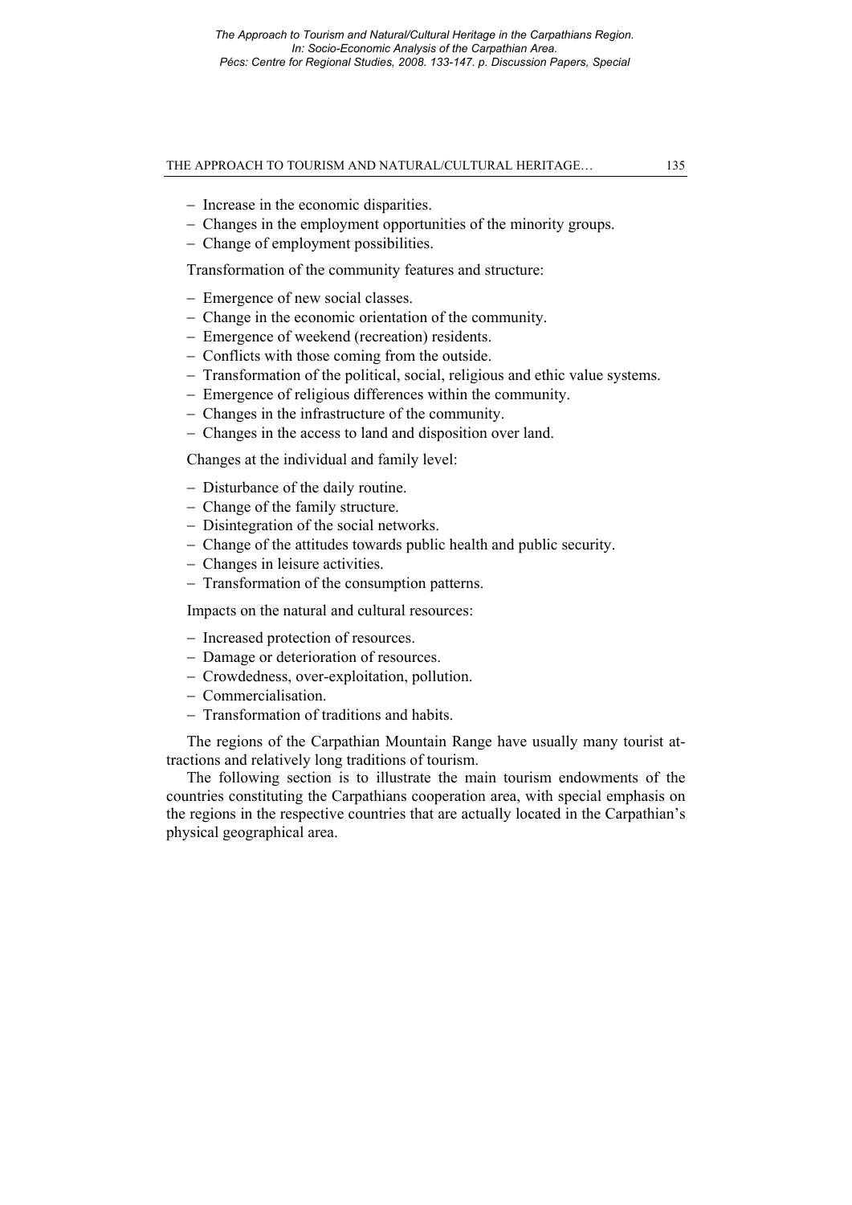- Increase in the economic disparities.
- Changes in the employment opportunities of the minority groups.
- Change of employment possibilities.

Transformation of the community features and structure:

- Emergence of new social classes.
- Change in the economic orientation of the community.
- Emergence of weekend (recreation) residents.
- Conflicts with those coming from the outside.
- Transformation of the political, social, religious and ethic value systems.
- Emergence of religious differences within the community.
- Changes in the infrastructure of the community.
- Changes in the access to land and disposition over land.

Changes at the individual and family level:

- Disturbance of the daily routine.
- Change of the family structure.
- Disintegration of the social networks.
- Change of the attitudes towards public health and public security.
- Changes in leisure activities.
- Transformation of the consumption patterns.

Impacts on the natural and cultural resources:

- Increased protection of resources.
- Damage or deterioration of resources.
- Crowdedness, over-exploitation, pollution.
- Commercialisation.
- Transformation of traditions and habits.

The regions of the Carpathian Mountain Range have usually many tourist attractions and relatively long traditions of tourism.

The following section is to illustrate the main tourism endowments of the countries constituting the Carpathians cooperation area, with special emphasis on the regions in the respective countries that are actually located in the Carpathian's physical geographical area.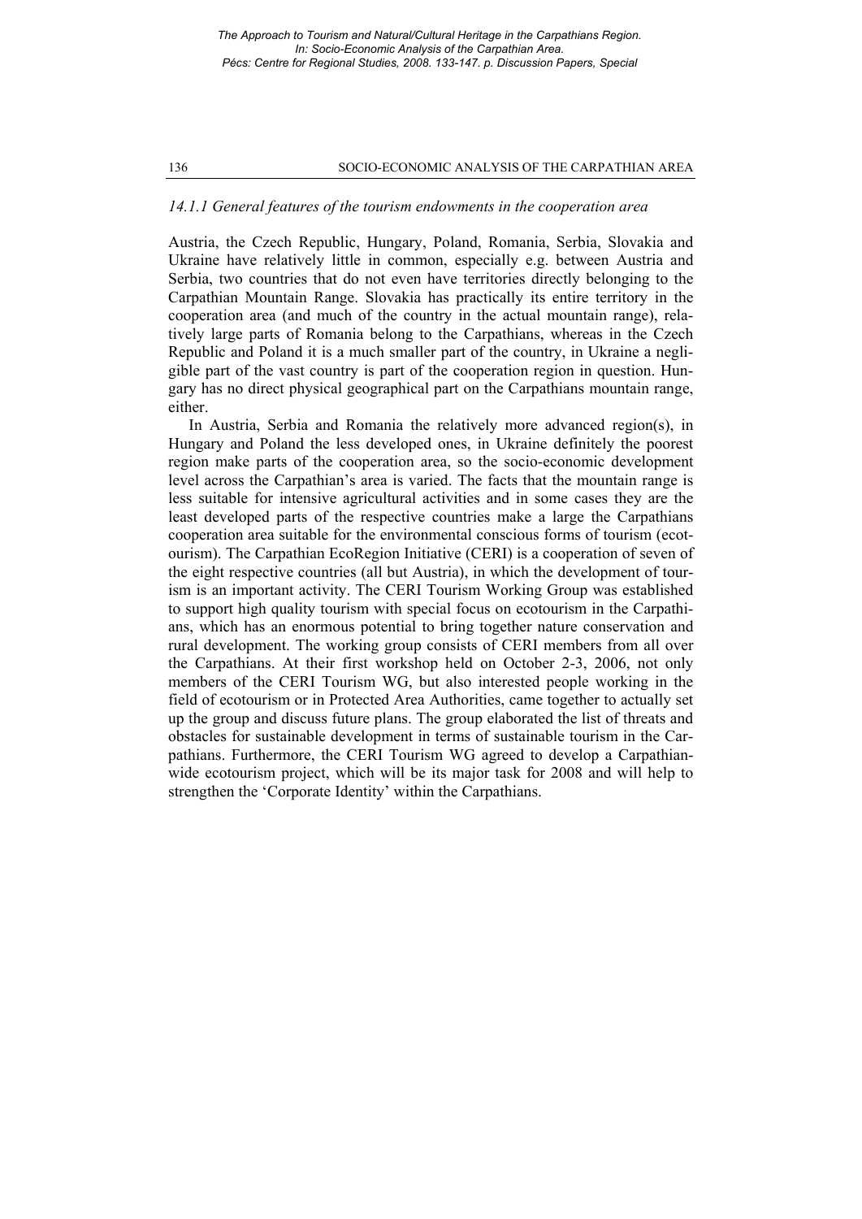### *14.1.1 General features of the tourism endowments in the cooperation area*

Austria, the Czech Republic, Hungary, Poland, Romania, Serbia, Slovakia and Ukraine have relatively little in common, especially e.g. between Austria and Serbia, two countries that do not even have territories directly belonging to the Carpathian Mountain Range. Slovakia has practically its entire territory in the cooperation area (and much of the country in the actual mountain range), relatively large parts of Romania belong to the Carpathians, whereas in the Czech Republic and Poland it is a much smaller part of the country, in Ukraine a negligible part of the vast country is part of the cooperation region in question. Hungary has no direct physical geographical part on the Carpathians mountain range, either.

In Austria, Serbia and Romania the relatively more advanced region(s), in Hungary and Poland the less developed ones, in Ukraine definitely the poorest region make parts of the cooperation area, so the socio-economic development level across the Carpathian's area is varied. The facts that the mountain range is less suitable for intensive agricultural activities and in some cases they are the least developed parts of the respective countries make a large the Carpathians cooperation area suitable for the environmental conscious forms of tourism (ecotourism). The Carpathian EcoRegion Initiative (CERI) is a cooperation of seven of the eight respective countries (all but Austria), in which the development of tourism is an important activity. The CERI Tourism Working Group was established to support high quality tourism with special focus on ecotourism in the Carpathians, which has an enormous potential to bring together nature conservation and rural development. The working group consists of CERI members from all over the Carpathians. At their first workshop held on October 2-3, 2006, not only members of the CERI Tourism WG, but also interested people working in the field of ecotourism or in Protected Area Authorities, came together to actually set up the group and discuss future plans. The group elaborated the list of threats and obstacles for sustainable development in terms of sustainable tourism in the Carpathians. Furthermore, the CERI Tourism WG agreed to develop a Carpathian-wide ecotourism project, which will be its major task for 2008 and will help to strengthen the 'Corporate Identity' within the Carpathians.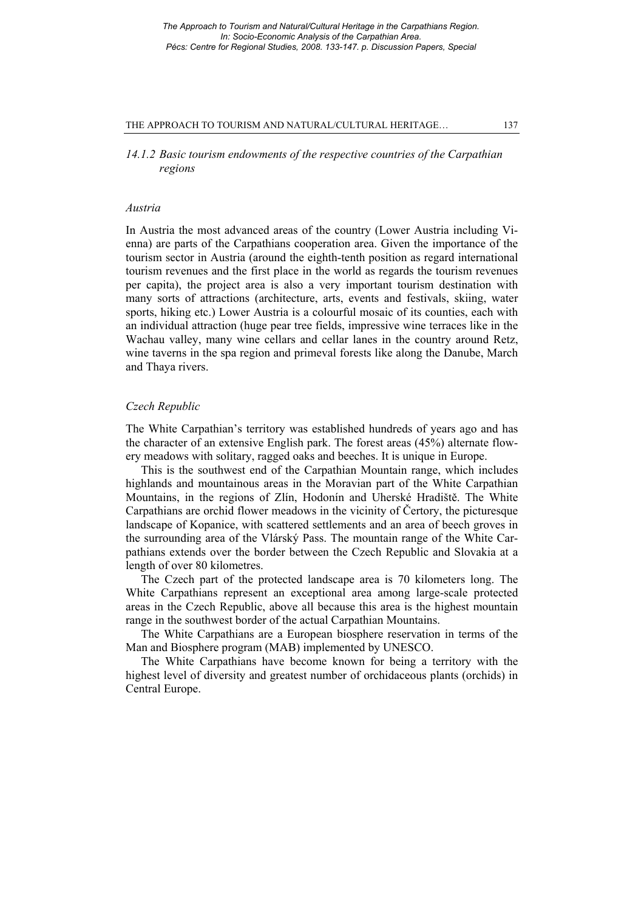### *14.1.2 Basic tourism endowments of the respective countries of the Carpathian regions*

*Austria*

In Austria the most advanced areas of the country (Lower Austria including Vienna) are parts of the Carpathians cooperation area. Given the importance of the tourism sector in Austria (around the eighth-tenth position as regard international tourism revenues and the first place in the world as regards the tourism revenues per capita), the project area is also a very important tourism destination with many sorts of attractions (architecture, arts, events and festivals, skiing, water sports, hiking etc.) Lower Austria is a colourful mosaic of its counties, each with an individual attraction (huge pear tree fields, impressive wine terraces like in the Wachau valley, many wine cellars and cellar lanes in the country around Retz, wine taverns in the spa region and primeval forests like along the Danube, March and Thaya rivers.

*Czech Republic*

The White Carpathian's territory was established hundreds of years ago and has the character of an extensive English park. The forest areas (45%) alternate flowery meadows with solitary, ragged oaks and beeches. It is unique in Europe.

This is the southwest end of the Carpathian Mountain range, which includes highlands and mountainous areas in the Moravian part of the White Carpathian Mountains, in the regions of Zlín, Hodonín and Uherské Hradiště. The White Carpathians are orchid flower meadows in the vicinity of Čertory, the picturesque landscape of Kopanice, with scattered settlements and an area of beech groves in the surrounding area of the Vlárský Pass. The mountain range of the White Carpathians extends over the border between the Czech Republic and Slovakia at a length of over 80 kilometres.

The Czech part of the protected landscape area is 70 kilometers long. The White Carpathians represent an exceptional area among large-scale protected areas in the Czech Republic, above all because this area is the highest mountain range in the southwest border of the actual Carpathian Mountains.

The White Carpathians are a European biosphere reservation in terms of the Man and Biosphere program (MAB) implemented by UNESCO.

The White Carpathians have become known for being a territory with the highest level of diversity and greatest number of orchidaceous plants (orchids) in Central Europe.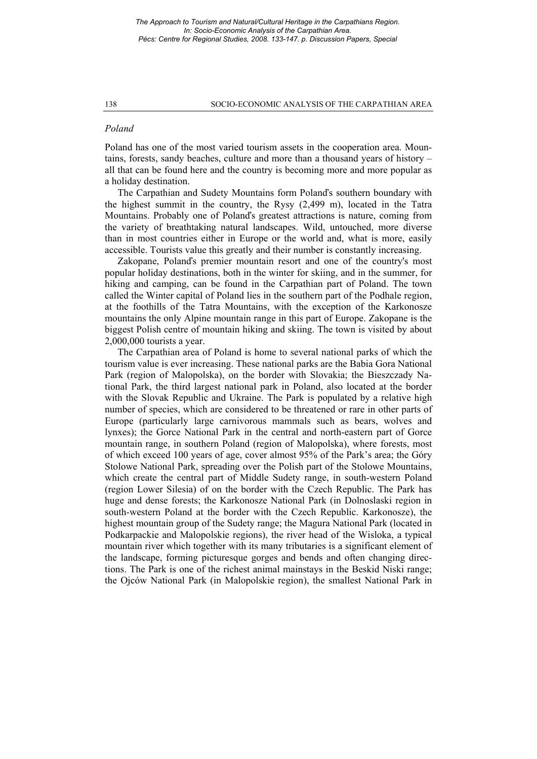*Poland*

Poland has one of the most varied tourism assets in the cooperation area. Mountains, forests, sandy beaches, culture and more than a thousand years of history – all that can be found here and the country is becoming more and more popular as a holiday destination.

The Carpathian and Sudety Mountains form Poland's southern boundary with the highest summit in the country, the Rysy (2,499 m), located in the Tatra Mountains. Probably one of Poland's greatest attractions is nature, coming from the variety of breathtaking natural landscapes. Wild, untouched, more diverse than in most countries either in Europe or the world and, what is more, easily accessible. Tourists value this greatly and their number is constantly increasing.

Zakopane, Poland's premier mountain resort and one of the country's most popular holiday destinations, both in the winter for skiing, and in the summer, for hiking and camping, can be found in the Carpathian part of Poland. The town called the Winter capital of Poland lies in the southern part of the Podhale region, at the foothills of the Tatra Mountains, with the exception of the Karkonosze mountains the only Alpine mountain range in this part of Europe. Zakopane is the biggest Polish centre of mountain hiking and skiing. The town is visited by about 2,000,000 tourists a year.

The Carpathian area of Poland is home to several national parks of which the tourism value is ever increasing. These national parks are the Babia Gora National Park (region of Malopolska), on the border with Slovakia; the Bieszczady National Park, the third largest national park in Poland, also located at the border with the Slovak Republic and Ukraine. The Park is populated by a relative high number of species, which are considered to be threatened or rare in other parts of Europe (particularly large carnivorous mammals such as bears, wolves and lynxes); the Gorce National Park in the central and north-eastern part of Gorce mountain range, in southern Poland (region of Malopolska), where forests, most of which exceed 100 years of age, cover almost 95% of the Park's area; the Góry Stolowe National Park, spreading over the Polish part of the Stolowe Mountains, which create the central part of Middle Sudety range, in south-western Poland (region Lower Silesia) of on the border with the Czech Republic. The Park has huge and dense forests; the Karkonosze National Park (in Dolnoslaski region in south-western Poland at the border with the Czech Republic. Karkonosze), the highest mountain group of the Sudety range; the Magura National Park (located in Podkarpackie and Malopolskie regions), the river head of the Wisloka, a typical mountain river which together with its many tributaries is a significant element of the landscape, forming picturesque gorges and bends and often changing directions. The Park is one of the richest animal mainstays in the Beskid Niski range; the Ojców National Park (in Malopolskie region), the smallest National Park in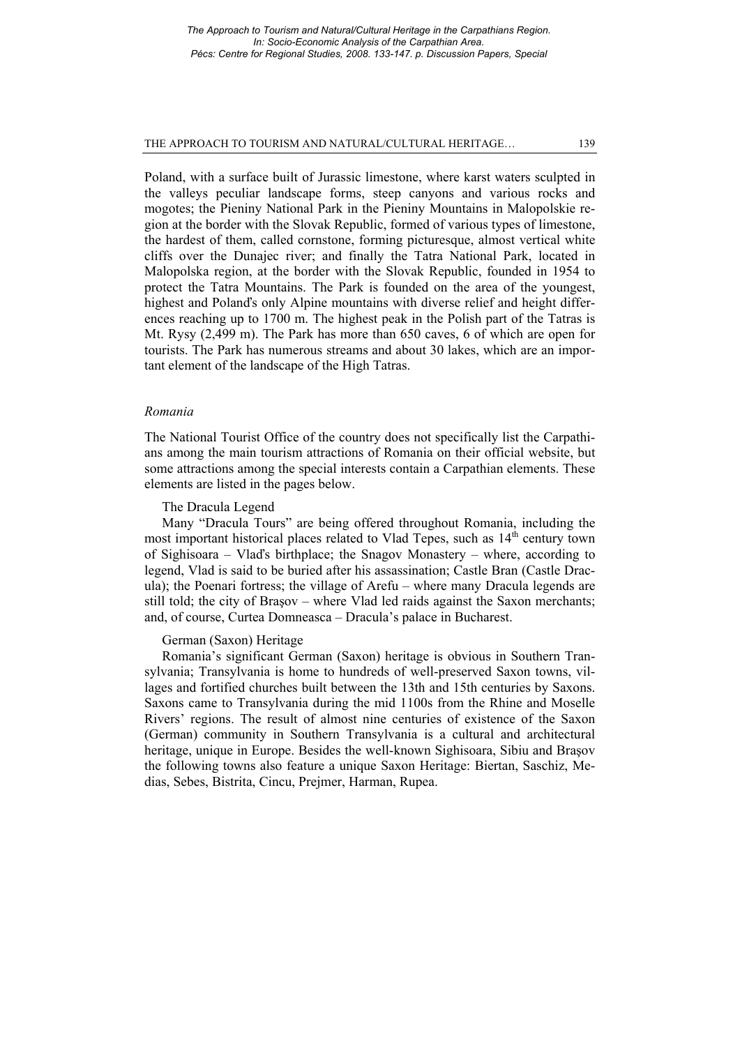Poland, with a surface built of Jurassic limestone, where karst waters sculpted in the valleys peculiar landscape forms, steep canyons and various rocks and mogotes; the Pieniny National Park in the Pieniny Mountains in Malopolskie region at the border with the Slovak Republic, formed of various types of limestone, the hardest of them, called cornstone, forming picturesque, almost vertical white cliffs over the Dunajec river; and finally the Tatra National Park, located in Malopolska region, at the border with the Slovak Republic, founded in 1954 to protect the Tatra Mountains. The Park is founded on the area of the youngest, highest and Poland's only Alpine mountains with diverse relief and height differences reaching up to 1700 m. The highest peak in the Polish part of the Tatras is Mt. Rysy (2,499 m). The Park has more than 650 caves, 6 of which are open for tourists. The Park has numerous streams and about 30 lakes, which are an important element of the landscape of the High Tatras.

### *Romania*

The National Tourist Office of the country does not specifically list the Carpathians among the main tourism attractions of Romania on their official website, but some attractions among the special interests contain a Carpathian elements. These elements are listed in the pages below.

The Dracula Legend

Many "Dracula Tours" are being offered throughout Romania, including the most important historical places related to Vlad Tepes, such as 14th century town of Sighisoara – Vlad's birthplace; the Snagov Monastery – where, according to legend, Vlad is said to be buried after his assassination; Castle Bran (Castle Dracula); the Poenari fortress; the village of Arefu – where many Dracula legends are still told; the city of Braşov – where Vlad led raids against the Saxon merchants; and, of course, Curtea Domneasca – Dracula's palace in Bucharest.

German (Saxon) Heritage

Romania's significant German (Saxon) heritage is obvious in Southern Transylvania; Transylvania is home to hundreds of well-preserved Saxon towns, villages and fortified churches built between the 13th and 15th centuries by Saxons. Saxons came to Transylvania during the mid 1100s from the Rhine and Moselle Rivers' regions. The result of almost nine centuries of existence of the Saxon (German) community in Southern Transylvania is a cultural and architectural heritage, unique in Europe. Besides the well-known Sighisoara, Sibiu and Braşov the following towns also feature a unique Saxon Heritage: Biertan, Saschiz, Medias, Sebes, Bistrita, Cincu, Prejmer, Harman, Rupea.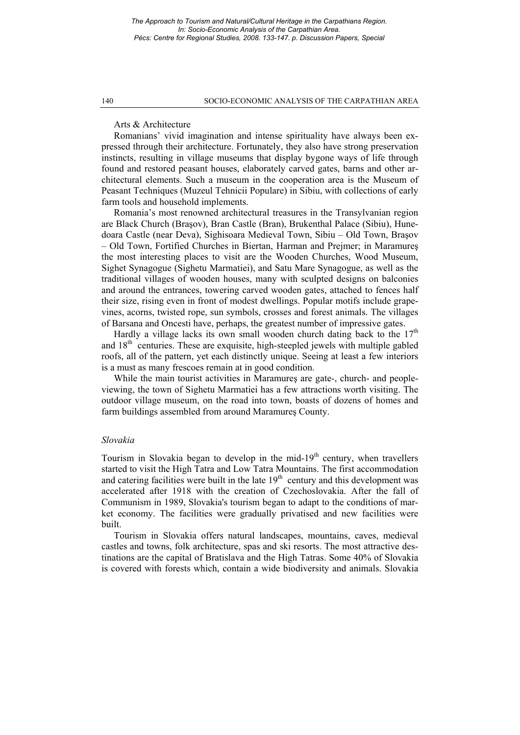Arts & Architecture

Romanians' vivid imagination and intense spirituality have always been expressed through their architecture. Fortunately, they also have strong preservation instincts, resulting in village museums that display bygone ways of life through found and restored peasant houses, elaborately carved gates, barns and other architectural elements. Such a museum in the cooperation area is the Museum of Peasant Techniques (Muzeul Tehnicii Populare) in Sibiu, with collections of early farm tools and household implements.

Romania's most renowned architectural treasures in the Transylvanian region are Black Church (Braşov), Bran Castle (Bran), Brukenthal Palace (Sibiu), Hunedoara Castle (near Deva), Sighisoara Medieval Town, Sibiu – Old Town, Braşov – Old Town, Fortified Churches in Biertan, Harman and Prejmer; in Maramureş the most interesting places to visit are the Wooden Churches, Wood Museum, Sighet Synagogue (Sighetu Marmatiei), and Satu Mare Synagogue, as well as the traditional villages of wooden houses, many with sculpted designs on balconies and around the entrances, towering carved wooden gates, attached to fences half their size, rising even in front of modest dwellings. Popular motifs include grapevines, acorns, twisted rope, sun symbols, crosses and forest animals. The villages of Barsana and Oncesti have, perhaps, the greatest number of impressive gates.

Hardly a village lacks its own small wooden church dating back to the 17th and 18th centuries. These are exquisite, high-steepled jewels with multiple gabled roofs, all of the pattern, yet each distinctly unique. Seeing at least a few interiors is a must as many frescoes remain at in good condition.

While the main tourist activities in Maramureş are gate-, church- and people-viewing, the town of Sighetu Marmatiei has a few attractions worth visiting. The outdoor village museum, on the road into town, boasts of dozens of homes and farm buildings assembled from around Maramureş County.

*Slovakia*

Tourism in Slovakia began to develop in the mid-19th century, when travellers started to visit the High Tatra and Low Tatra Mountains. The first accommodation and catering facilities were built in the late 19th century and this development was accelerated after 1918 with the creation of Czechoslovakia. After the fall of Communism in 1989, Slovakia's tourism began to adapt to the conditions of market economy. The facilities were gradually privatised and new facilities were built.

Tourism in Slovakia offers natural landscapes, mountains, caves, medieval castles and towns, folk architecture, spas and ski resorts. The most attractive destinations are the capital of Bratislava and the High Tatras. Some 40% of Slovakia is covered with forests which, contain a wide biodiversity and animals. Slovakia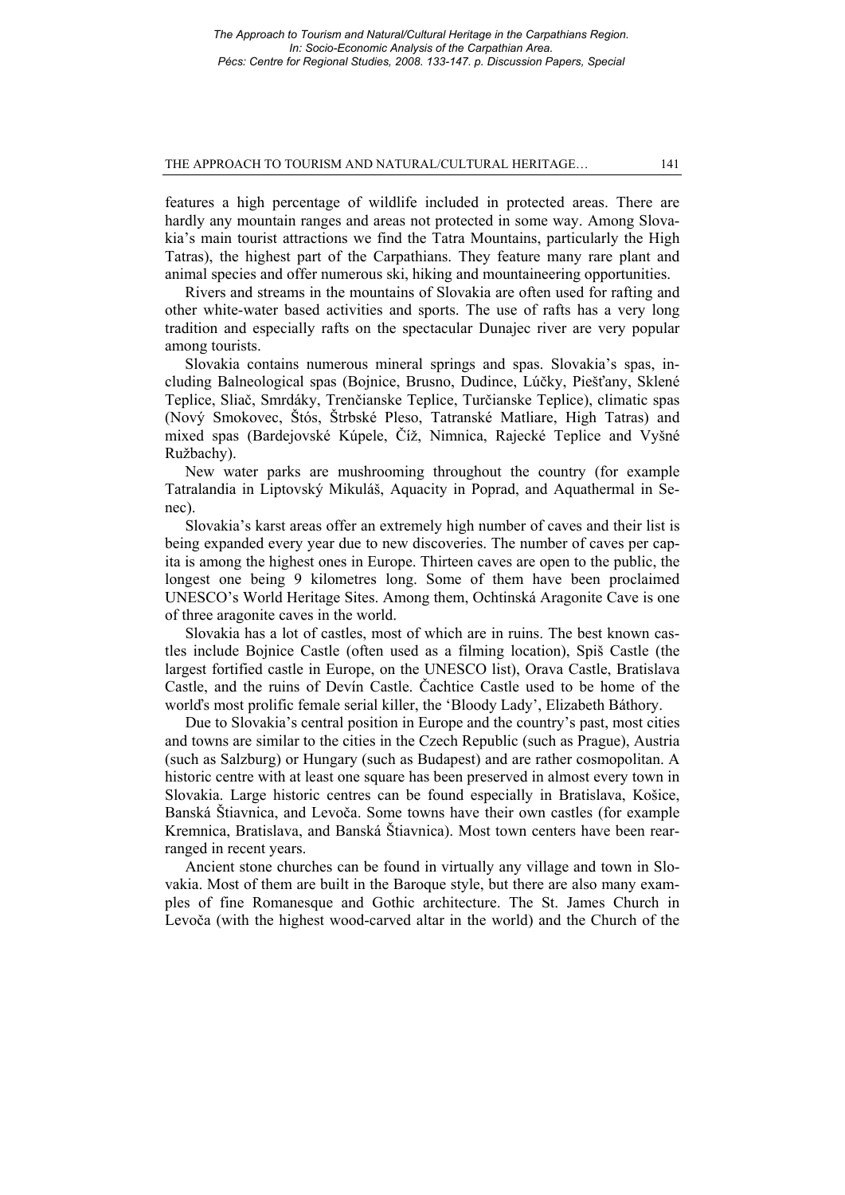features a high percentage of wildlife included in protected areas. There are hardly any mountain ranges and areas not protected in some way. Among Slovakia's main tourist attractions we find the Tatra Mountains, particularly the High Tatras), the highest part of the Carpathians. They feature many rare plant and animal species and offer numerous ski, hiking and mountaineering opportunities.

Rivers and streams in the mountains of Slovakia are often used for rafting and other white-water based activities and sports. The use of rafts has a very long tradition and especially rafts on the spectacular Dunajec river are very popular among tourists.

Slovakia contains numerous mineral springs and spas. Slovakia's spas, including Balneological spas (Bojnice, Brusno, Dudince, Lúčky, Piešťany, Sklené Teplice, Sliač, Smrdáky, Trenčianske Teplice, Turčianske Teplice), climatic spas (Nový Smokovec, Štós, Štrbské Pleso, Tatranské Matliare, High Tatras) and mixed spas (Bardejovské Kúpele, Číž, Nimnica, Rajecké Teplice and Vyšné Ružbachy).

New water parks are mushrooming throughout the country (for example Tatralandia in Liptovský Mikuláš, Aquacity in Poprad, and Aquathermal in Senec).

Slovakia's karst areas offer an extremely high number of caves and their list is being expanded every year due to new discoveries. The number of caves per capita is among the highest ones in Europe. Thirteen caves are open to the public, the longest one being 9 kilometres long. Some of them have been proclaimed UNESCO's World Heritage Sites. Among them, Ochtinská Aragonite Cave is one of three aragonite caves in the world.

Slovakia has a lot of castles, most of which are in ruins. The best known castles include Bojnice Castle (often used as a filming location), Spiš Castle (the largest fortified castle in Europe, on the UNESCO list), Orava Castle, Bratislava Castle, and the ruins of Devín Castle. Čachtice Castle used to be home of the world's most prolific female serial killer, the 'Bloody Lady', Elizabeth Báthory.

Due to Slovakia's central position in Europe and the country's past, most cities and towns are similar to the cities in the Czech Republic (such as Prague), Austria (such as Salzburg) or Hungary (such as Budapest) and are rather cosmopolitan. A historic centre with at least one square has been preserved in almost every town in Slovakia. Large historic centres can be found especially in Bratislava, Košice, Banská Štiavnica, and Levoča. Some towns have their own castles (for example Kremnica, Bratislava, and Banská Štiavnica). Most town centers have been rearranged in recent years.

Ancient stone churches can be found in virtually any village and town in Slovakia. Most of them are built in the Baroque style, but there are also many examples of fine Romanesque and Gothic architecture. The St. James Church in Levoča (with the highest wood-carved altar in the world) and the Church of the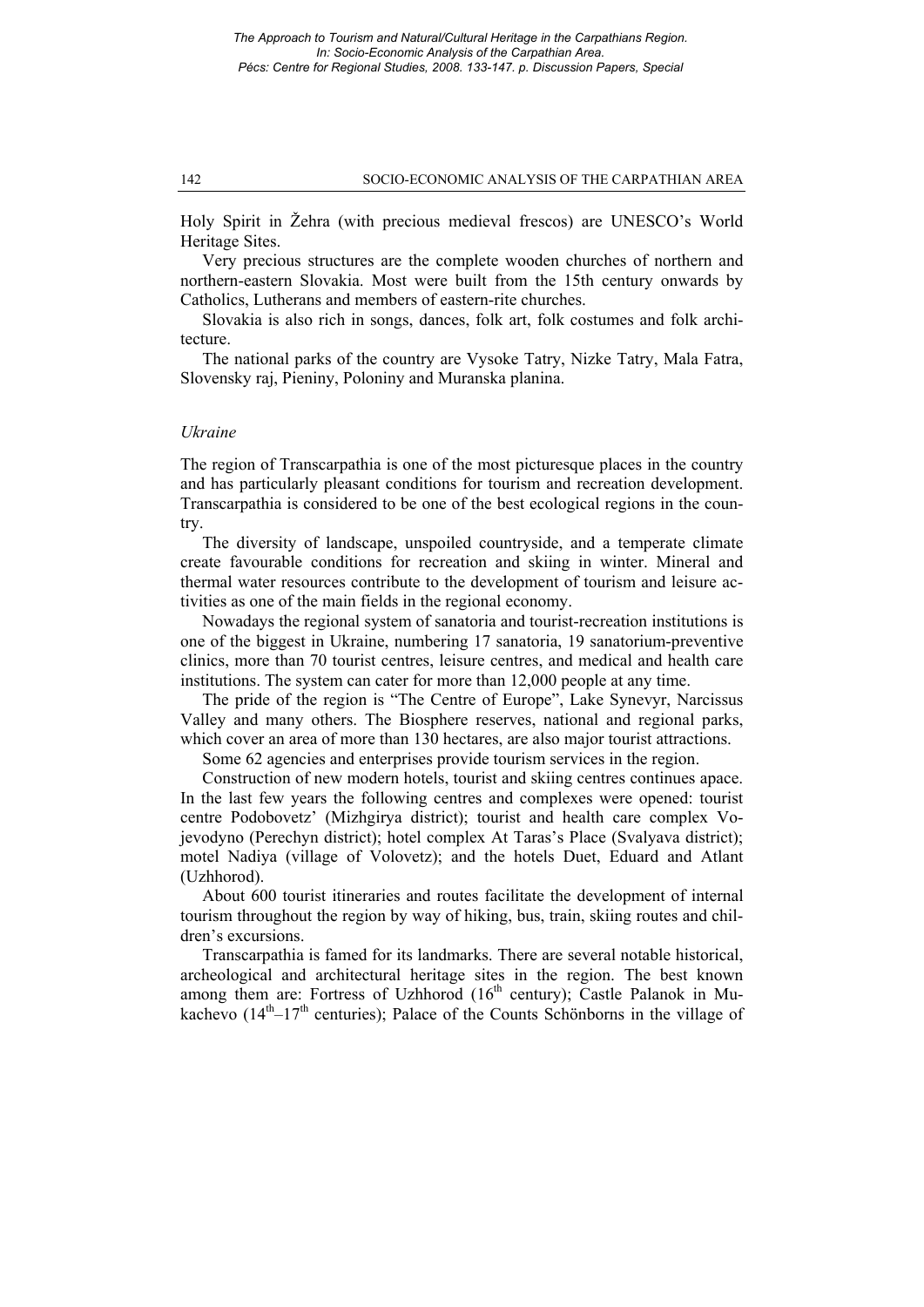Holy Spirit in Žehra (with precious medieval frescos) are UNESCO's World Heritage Sites.

Very precious structures are the complete wooden churches of northern and northern-eastern Slovakia. Most were built from the 15th century onwards by Catholics, Lutherans and members of eastern-rite churches.

Slovakia is also rich in songs, dances, folk art, folk costumes and folk architecture.

The national parks of the country are Vysoke Tatry, Nizke Tatry, Mala Fatra, Slovensky raj, Pieniny, Poloniny and Muranska planina.

### *Ukraine*

The region of Transcarpathia is one of the most picturesque places in the country and has particularly pleasant conditions for tourism and recreation development. Transcarpathia is considered to be one of the best ecological regions in the country.

The diversity of landscape, unspoiled countryside, and a temperate climate create favourable conditions for recreation and skiing in winter. Mineral and thermal water resources contribute to the development of tourism and leisure activities as one of the main fields in the regional economy.

Nowadays the regional system of sanatoria and tourist-recreation institutions is one of the biggest in Ukraine, numbering 17 sanatoria, 19 sanatorium-preventive clinics, more than 70 tourist centres, leisure centres, and medical and health care institutions. The system can cater for more than 12,000 people at any time.

The pride of the region is "The Centre of Europe", Lake Synevyr, Narcissus Valley and many others. The Biosphere reserves, national and regional parks, which cover an area of more than 130 hectares, are also major tourist attractions.

Some 62 agencies and enterprises provide tourism services in the region.

Construction of new modern hotels, tourist and skiing centres continues apace. In the last few years the following centres and complexes were opened: tourist centre Podobovetz' (Mizhgirya district); tourist and health care complex Vojevodyno (Perechyn district); hotel complex At Taras's Place (Svalyava district); motel Nadiya (village of Volovetz); and the hotels Duet, Eduard and Atlant (Uzhhorod).

About 600 tourist itineraries and routes facilitate the development of internal tourism throughout the region by way of hiking, bus, train, skiing routes and children's excursions.

Transcarpathia is famed for its landmarks. There are several notable historical, archeological and architectural heritage sites in the region. The best known among them are: Fortress of Uzhhorod (16$^{th}$ century); Castle Palanok in Mukachevo (14$^{th}$–17$^{th}$ centuries); Palace of the Counts Schönborns in the village of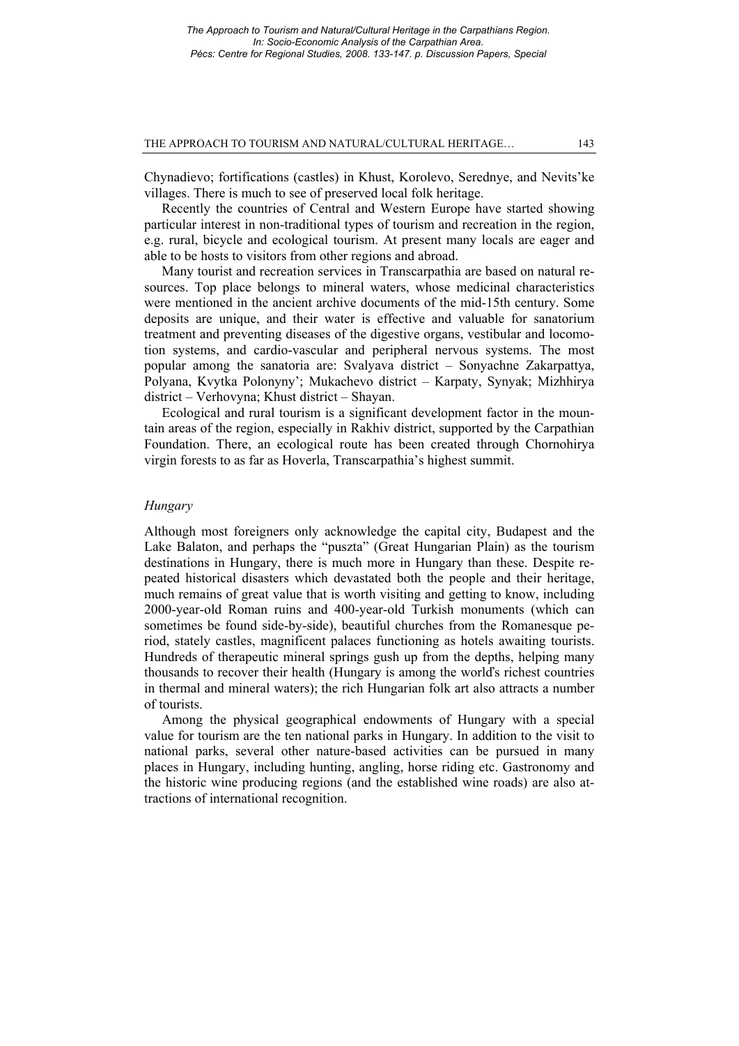Chynadievo; fortifications (castles) in Khust, Korolevo, Serednye, and Nevits'ke villages. There is much to see of preserved local folk heritage.

Recently the countries of Central and Western Europe have started showing particular interest in non-traditional types of tourism and recreation in the region, e.g. rural, bicycle and ecological tourism. At present many locals are eager and able to be hosts to visitors from other regions and abroad.

Many tourist and recreation services in Transcarpathia are based on natural resources. Top place belongs to mineral waters, whose medicinal characteristics were mentioned in the ancient archive documents of the mid-15th century. Some deposits are unique, and their water is effective and valuable for sanatorium treatment and preventing diseases of the digestive organs, vestibular and locomotion systems, and cardio-vascular and peripheral nervous systems. The most popular among the sanatoria are: Svalyava district – Sonyachne Zakarpattya, Polyana, Kvytka Polonyny'; Mukachevo district – Karpaty, Synyak; Mizhhirya district – Verhovyna; Khust district – Shayan.

Ecological and rural tourism is a significant development factor in the mountain areas of the region, especially in Rakhiv district, supported by the Carpathian Foundation. There, an ecological route has been created through Chornohirya virgin forests to as far as Hoverla, Transcarpathia's highest summit.

### *Hungary*

Although most foreigners only acknowledge the capital city, Budapest and the Lake Balaton, and perhaps the "puszta" (Great Hungarian Plain) as the tourism destinations in Hungary, there is much more in Hungary than these. Despite repeated historical disasters which devastated both the people and their heritage, much remains of great value that is worth visiting and getting to know, including 2000-year-old Roman ruins and 400-year-old Turkish monuments (which can sometimes be found side-by-side), beautiful churches from the Romanesque period, stately castles, magnificent palaces functioning as hotels awaiting tourists. Hundreds of therapeutic mineral springs gush up from the depths, helping many thousands to recover their health (Hungary is among the world's richest countries in thermal and mineral waters); the rich Hungarian folk art also attracts a number of tourists.

Among the physical geographical endowments of Hungary with a special value for tourism are the ten national parks in Hungary. In addition to the visit to national parks, several other nature-based activities can be pursued in many places in Hungary, including hunting, angling, horse riding etc. Gastronomy and the historic wine producing regions (and the established wine roads) are also attractions of international recognition.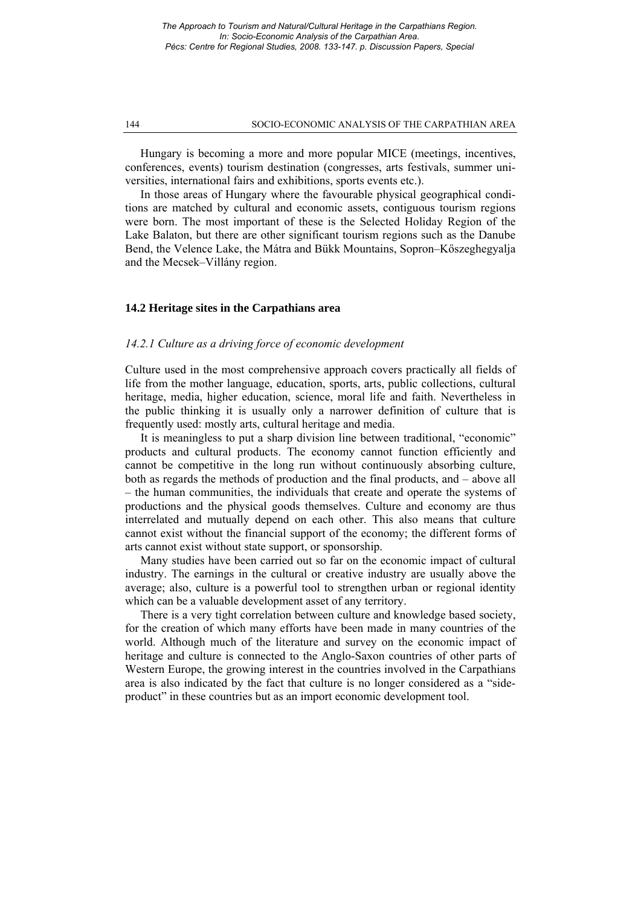Hungary is becoming a more and more popular MICE (meetings, incentives, conferences, events) tourism destination (congresses, arts festivals, summer universities, international fairs and exhibitions, sports events etc.).

In those areas of Hungary where the favourable physical geographical conditions are matched by cultural and economic assets, contiguous tourism regions were born. The most important of these is the Selected Holiday Region of the Lake Balaton, but there are other significant tourism regions such as the Danube Bend, the Velence Lake, the Mátra and Bükk Mountains, Sopron–Kőszeghegyalja and the Mecsek–Villány region.

## 14.2 Heritage sites in the Carpathians area

### *14.2.1 Culture as a driving force of economic development*

Culture used in the most comprehensive approach covers practically all fields of life from the mother language, education, sports, arts, public collections, cultural heritage, media, higher education, science, moral life and faith. Nevertheless in the public thinking it is usually only a narrower definition of culture that is frequently used: mostly arts, cultural heritage and media.

It is meaningless to put a sharp division line between traditional, "economic" products and cultural products. The economy cannot function efficiently and cannot be competitive in the long run without continuously absorbing culture, both as regards the methods of production and the final products, and – above all – the human communities, the individuals that create and operate the systems of productions and the physical goods themselves. Culture and economy are thus interrelated and mutually depend on each other. This also means that culture cannot exist without the financial support of the economy; the different forms of arts cannot exist without state support, or sponsorship.

Many studies have been carried out so far on the economic impact of cultural industry. The earnings in the cultural or creative industry are usually above the average; also, culture is a powerful tool to strengthen urban or regional identity which can be a valuable development asset of any territory.

There is a very tight correlation between culture and knowledge based society, for the creation of which many efforts have been made in many countries of the world. Although much of the literature and survey on the economic impact of heritage and culture is connected to the Anglo-Saxon countries of other parts of Western Europe, the growing interest in the countries involved in the Carpathians area is also indicated by the fact that culture is no longer considered as a "side-product" in these countries but as an import economic development tool.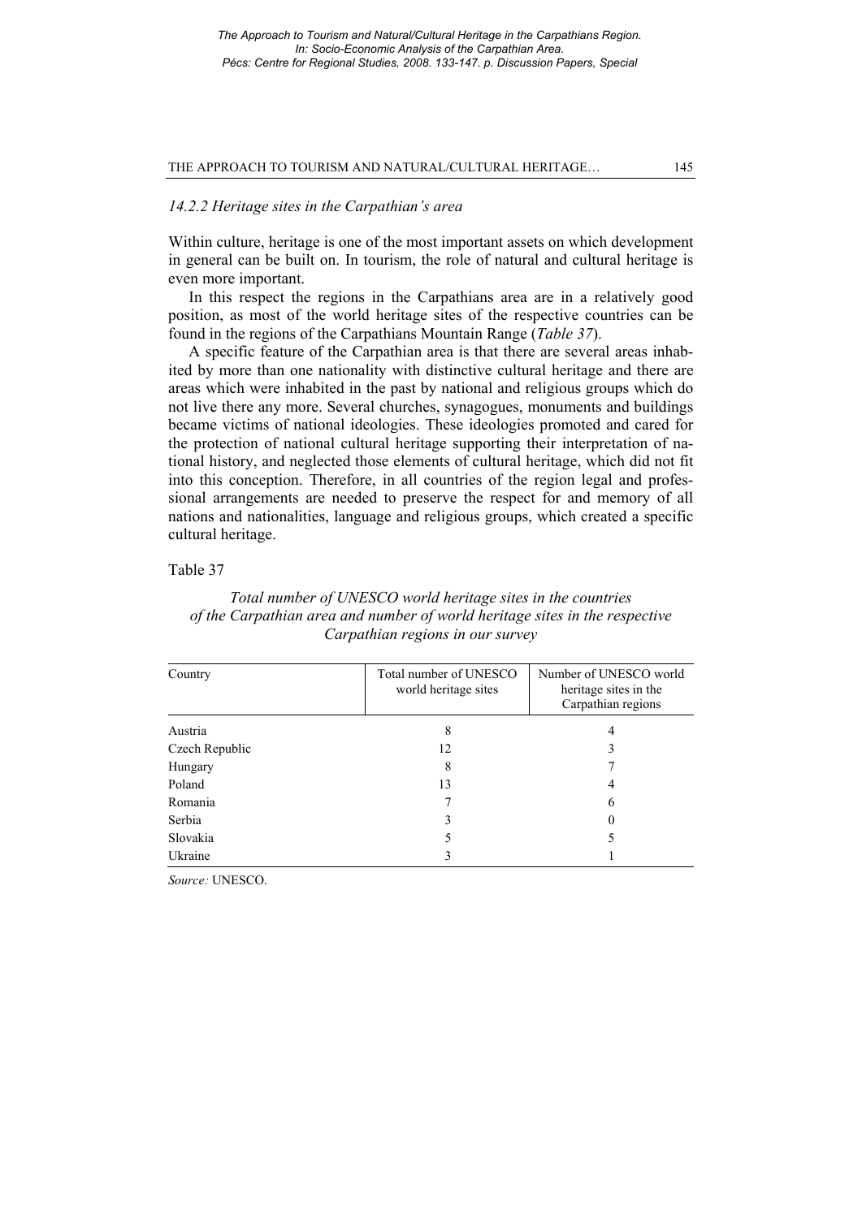### *14.2.2 Heritage sites in the Carpathian's area*

Within culture, heritage is one of the most important assets on which development in general can be built on. In tourism, the role of natural and cultural heritage is even more important.

In this respect the regions in the Carpathians area are in a relatively good position, as most of the world heritage sites of the respective countries can be found in the regions of the Carpathians Mountain Range (*Table 37*).

A specific feature of the Carpathian area is that there are several areas inhabited by more than one nationality with distinctive cultural heritage and there are areas which were inhabited in the past by national and religious groups which do not live there any more. Several churches, synagogues, monuments and buildings became victims of national ideologies. These ideologies promoted and cared for the protection of national cultural heritage supporting their interpretation of national history, and neglected those elements of cultural heritage, which did not fit into this conception. Therefore, in all countries of the region legal and professional arrangements are needed to preserve the respect for and memory of all nations and nationalities, language and religious groups, which created a specific cultural heritage.

Table 37

*Total number of UNESCO world heritage sites in the countries of the Carpathian area and number of world heritage sites in the respective Carpathian regions in our survey*

| Country | Total number of UNESCO world heritage sites | Number of UNESCO world heritage sites in the Carpathian regions |
|---|---|---|
| Austria | 8 | 4 |
| Czech Republic | 12 | 3 |
| Hungary | 8 | 7 |
| Poland | 13 | 4 |
| Romania | 7 | 6 |
| Serbia | 3 | 0 |
| Slovakia | 5 | 5 |
| Ukraine | 3 | 1 |

*Source:* UNESCO.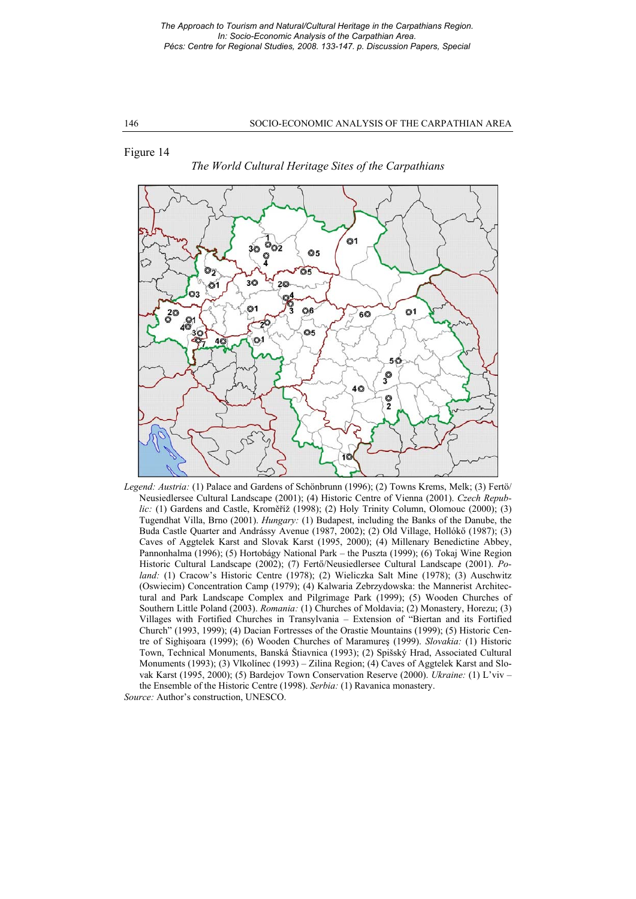Figure 14

*The World Cultural Heritage Sites of the Carpathians*

*Legend: Austria:* (1) Palace and Gardens of Schönbrunn (1996); (2) Towns Krems, Melk; (3) Fertö/ Neusiedlersee Cultural Landscape (2001); (4) Historic Centre of Vienna (2001). *Czech Republic:* (1) Gardens and Castle, Kroměříž (1998); (2) Holy Trinity Column, Olomouc (2000); (3) Tugendhat Villa, Brno (2001). *Hungary:* (1) Budapest, including the Banks of the Danube, the Buda Castle Quarter and Andrássy Avenue (1987, 2002); (2) Old Village, Hollókő (1987); (3) Caves of Aggtelek Karst and Slovak Karst (1995, 2000); (4) Millenary Benedictine Abbey, Pannonhalma (1996); (5) Hortobágy National Park – the Puszta (1999); (6) Tokaj Wine Region Historic Cultural Landscape (2002); (7) Fertő/Neusiedlersee Cultural Landscape (2001). *Poland:* (1) Cracow's Historic Centre (1978); (2) Wieliczka Salt Mine (1978); (3) Auschwitz (Oswiecim) Concentration Camp (1979); (4) Kalwaria Zebrzydowska: the Mannerist Architectural and Park Landscape Complex and Pilgrimage Park (1999); (5) Wooden Churches of Southern Little Poland (2003). *Romania:* (1) Churches of Moldavia; (2) Monastery, Horezu; (3) Villages with Fortified Churches in Transylvania – Extension of "Biertan and its Fortified Church" (1993, 1999); (4) Dacian Fortresses of the Orastie Mountains (1999); (5) Historic Centre of Sighişoara (1999); (6) Wooden Churches of Maramureş (1999). *Slovakia:* (1) Historic Town, Technical Monuments, Banská Štiavnica (1993); (2) Spišský Hrad, Associated Cultural Monuments (1993); (3) Vlkolínec (1993) – Zilina Region; (4) Caves of Aggtelek Karst and Slovak Karst (1995, 2000); (5) Bardejov Town Conservation Reserve (2000). *Ukraine:* (1) L'viv – the Ensemble of the Historic Centre (1998). *Serbia:* (1) Ravanica monastery.

*Source:* Author's construction, UNESCO.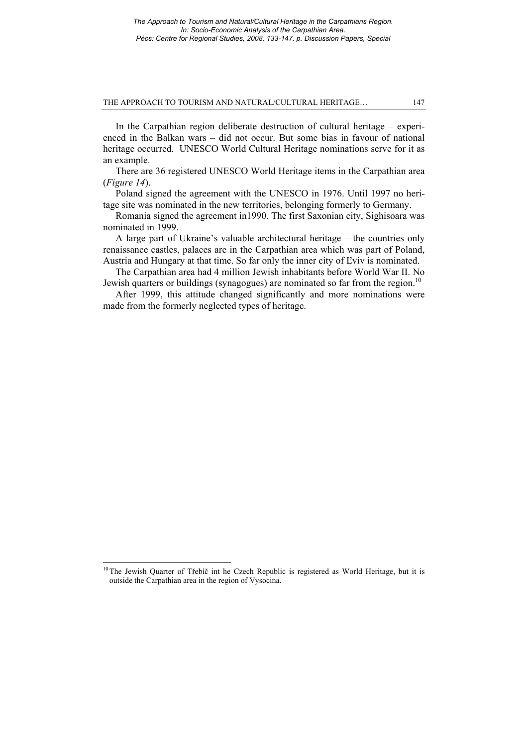In the Carpathian region deliberate destruction of cultural heritage – experienced in the Balkan wars – did not occur. But some bias in favour of national heritage occurred. UNESCO World Cultural Heritage nominations serve for it as an example.

There are 36 registered UNESCO World Heritage items in the Carpathian area (*Figure 14*).

Poland signed the agreement with the UNESCO in 1976. Until 1997 no heritage site was nominated in the new territories, belonging formerly to Germany.

Romania signed the agreement in1990. The first Saxonian city, Sighisoara was nominated in 1999.

A large part of Ukraine's valuable architectural heritage – the countries only renaissance castles, palaces are in the Carpathian area which was part of Poland, Austria and Hungary at that time. So far only the inner city of Ľviv is nominated.

The Carpathian area had 4 million Jewish inhabitants before World War II. No Jewish quarters or buildings (synagogues) are nominated so far from the region.[10]

After 1999, this attitude changed significantly and more nominations were made from the formerly neglected types of heritage.

[10] The Jewish Quarter of Třebíč int he Czech Republic is registered as World Heritage, but it is outside the Carpathian area in the region of Vysocina.